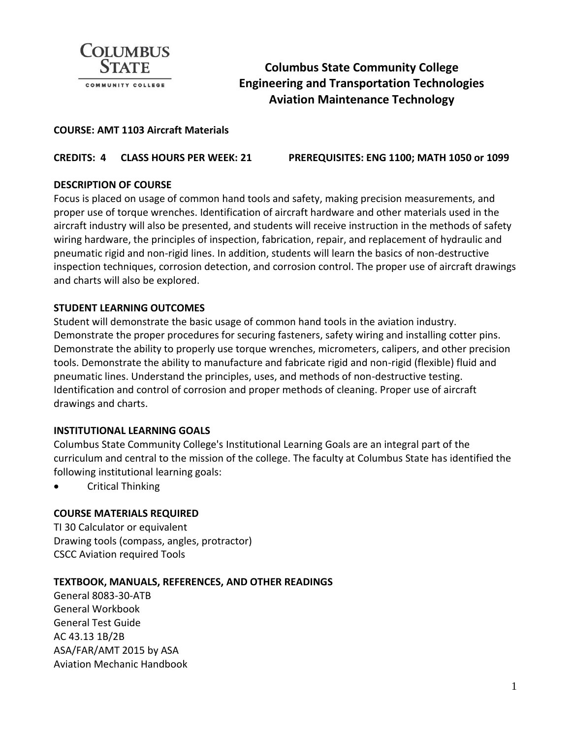# Columbus State Community College
## Engineering and Transportation Technologies
## Aviation Maintenance Technology

**COURSE: AMT 1103 Aircraft Materials**

**CREDITS: 4 CLASS HOURS PER WEEK: 21 PREREQUISITES: ENG 1100; MATH 1050 or 1099**

### DESCRIPTION OF COURSE

Focus is placed on usage of common hand tools and safety, making precision measurements, and proper use of torque wrenches. Identification of aircraft hardware and other materials used in the aircraft industry will also be presented, and students will receive instruction in the methods of safety wiring hardware, the principles of inspection, fabrication, repair, and replacement of hydraulic and pneumatic rigid and non-rigid lines. In addition, students will learn the basics of non-destructive inspection techniques, corrosion detection, and corrosion control. The proper use of aircraft drawings and charts will also be explored.

### STUDENT LEARNING OUTCOMES

Student will demonstrate the basic usage of common hand tools in the aviation industry. Demonstrate the proper procedures for securing fasteners, safety wiring and installing cotter pins. Demonstrate the ability to properly use torque wrenches, micrometers, calipers, and other precision tools. Demonstrate the ability to manufacture and fabricate rigid and non-rigid (flexible) fluid and pneumatic lines. Understand the principles, uses, and methods of non-destructive testing. Identification and control of corrosion and proper methods of cleaning. Proper use of aircraft drawings and charts.

### INSTITUTIONAL LEARNING GOALS

Columbus State Community College's Institutional Learning Goals are an integral part of the curriculum and central to the mission of the college. The faculty at Columbus State has identified the following institutional learning goals:

- Critical Thinking

### COURSE MATERIALS REQUIRED

TI 30 Calculator or equivalent
Drawing tools (compass, angles, protractor)
CSCC Aviation required Tools

### TEXTBOOK, MANUALS, REFERENCES, AND OTHER READINGS

General 8083-30-ATB
General Workbook
General Test Guide
AC 43.13 1B/2B
ASA/FAR/AMT 2015 by ASA
Aviation Mechanic Handbook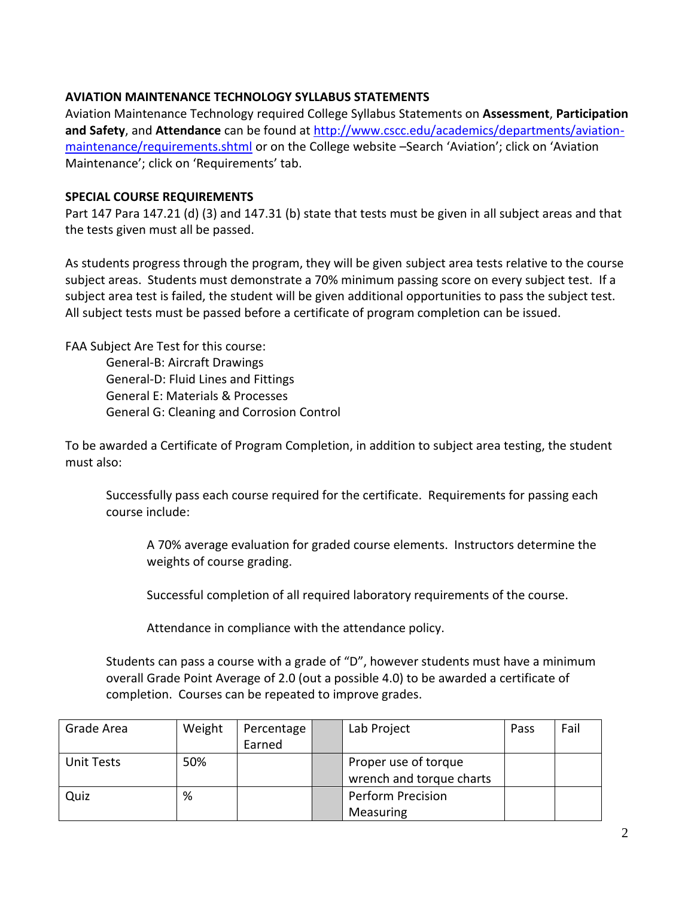**AVIATION MAINTENANCE TECHNOLOGY SYLLABUS STATEMENTS**

Aviation Maintenance Technology required College Syllabus Statements on **Assessment**, **Participation and Safety**, and **Attendance** can be found at http://www.cscc.edu/academics/departments/aviation-maintenance/requirements.shtml or on the College website –Search 'Aviation'; click on 'Aviation Maintenance'; click on 'Requirements' tab.

**SPECIAL COURSE REQUIREMENTS**

Part 147 Para 147.21 (d) (3) and 147.31 (b) state that tests must be given in all subject areas and that the tests given must all be passed.

As students progress through the program, they will be given subject area tests relative to the course subject areas. Students must demonstrate a 70% minimum passing score on every subject test. If a subject area test is failed, the student will be given additional opportunities to pass the subject test. All subject tests must be passed before a certificate of program completion can be issued.

FAA Subject Are Test for this course:

- General-B: Aircraft Drawings
- General-D: Fluid Lines and Fittings
- General E: Materials & Processes
- General G: Cleaning and Corrosion Control

To be awarded a Certificate of Program Completion, in addition to subject area testing, the student must also:

Successfully pass each course required for the certificate. Requirements for passing each course include:

A 70% average evaluation for graded course elements. Instructors determine the weights of course grading.

Successful completion of all required laboratory requirements of the course.

Attendance in compliance with the attendance policy.

Students can pass a course with a grade of "D", however students must have a minimum overall Grade Point Average of 2.0 (out a possible 4.0) to be awarded a certificate of completion. Courses can be repeated to improve grades.

| Grade Area | Weight | Percentage Earned | | Lab Project | Pass | Fail |
|---|---|---|---|---|---|---|
| Unit Tests | 50% | | | Proper use of torque wrench and torque charts | | |
| Quiz | % | | | Perform Precision Measuring | | |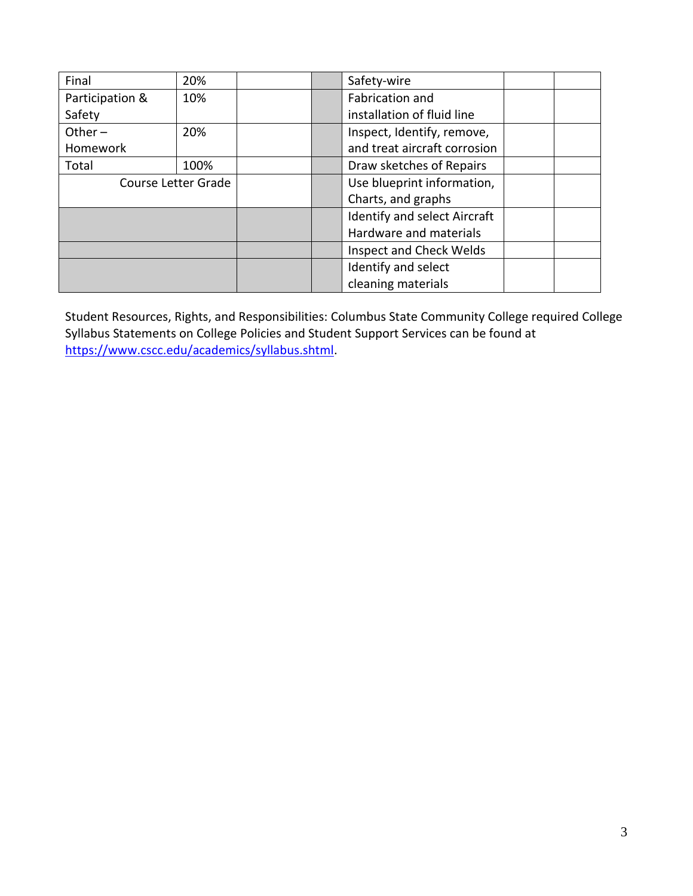| | | | | | | |
|---|---|---|---|---|---|---|
| Final | 20% | | | Safety-wire | | |
| Participation & Safety | 10% | | | Fabrication and installation of fluid line | | |
| Other – Homework | 20% | | | Inspect, Identify, remove, and treat aircraft corrosion | | |
| Total | 100% | | | Draw sketches of Repairs | | |
| Course Letter Grade | | | | Use blueprint information, Charts, and graphs | | |
| | | | | Identify and select Aircraft Hardware and materials | | |
| | | | | Inspect and Check Welds | | |
| | | | | Identify and select cleaning materials | | |

Student Resources, Rights, and Responsibilities: Columbus State Community College required College Syllabus Statements on College Policies and Student Support Services can be found at https://www.cscc.edu/academics/syllabus.shtml.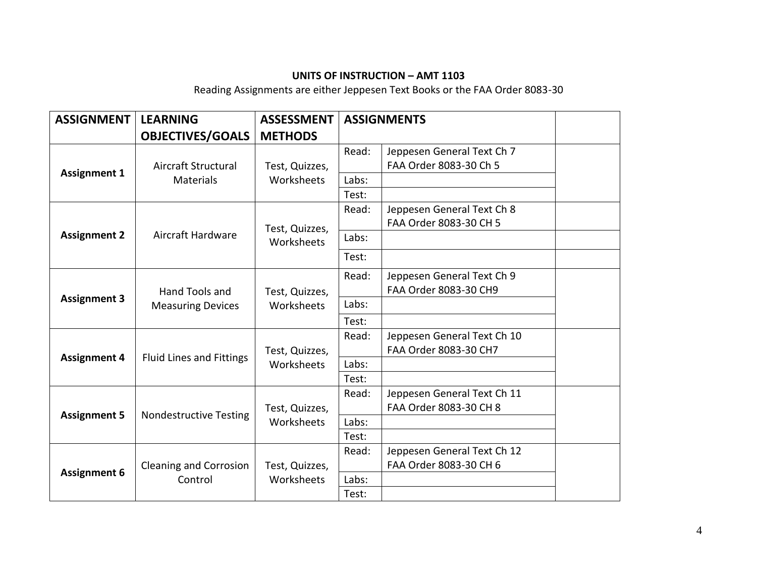**UNITS OF INSTRUCTION – AMT 1103**

Reading Assignments are either Jeppesen Text Books or the FAA Order 8083-30

| ASSIGNMENT | LEARNING OBJECTIVES/GOALS | ASSESSMENT METHODS | ASSIGNMENTS | | |
|---|---|---|---|---|---|
| **Assignment 1** | Aircraft Structural Materials | Test, Quizzes, Worksheets | Read: | Jeppesen General Text Ch 7<br>FAA Order 8083-30 Ch 5 | |
| | | | Labs: | | |
| | | | Test: | | |
| **Assignment 2** | Aircraft Hardware | Test, Quizzes, Worksheets | Read: | Jeppesen General Text Ch 8<br>FAA Order 8083-30 CH 5 | |
| | | | Labs: | | |
| | | | Test: | | |
| **Assignment 3** | Hand Tools and Measuring Devices | Test, Quizzes, Worksheets | Read: | Jeppesen General Text Ch 9<br>FAA Order 8083-30 CH9 | |
| | | | Labs: | | |
| | | | Test: | | |
| **Assignment 4** | Fluid Lines and Fittings | Test, Quizzes, Worksheets | Read: | Jeppesen General Text Ch 10<br>FAA Order 8083-30 CH7 | |
| | | | Labs: | | |
| | | | Test: | | |
| **Assignment 5** | Nondestructive Testing | Test, Quizzes, Worksheets | Read: | Jeppesen General Text Ch 11<br>FAA Order 8083-30 CH 8 | |
| | | | Labs: | | |
| | | | Test: | | |
| **Assignment 6** | Cleaning and Corrosion Control | Test, Quizzes, Worksheets | Read: | Jeppesen General Text Ch 12<br>FAA Order 8083-30 CH 6 | |
| | | | Labs: | | |
| | | | Test: | | |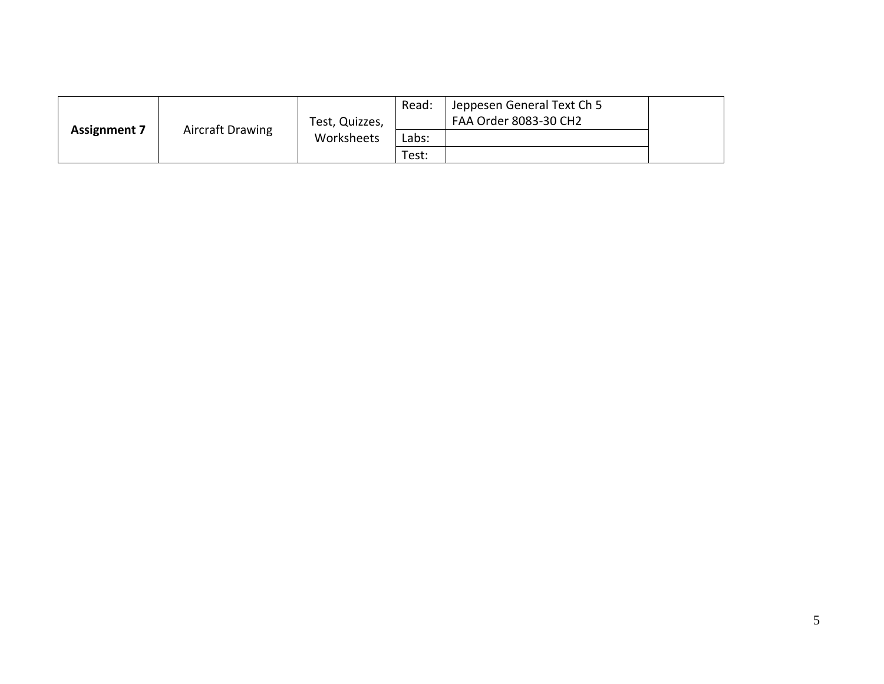| | | | | | |
|---|---|---|---|---|---|
| **Assignment 7** | Aircraft Drawing | Test, Quizzes, Worksheets | Read: | Jeppesen General Text Ch 5<br>FAA Order 8083-30 CH2 | |
| | | | Labs: | | |
| | | | Test: | | |